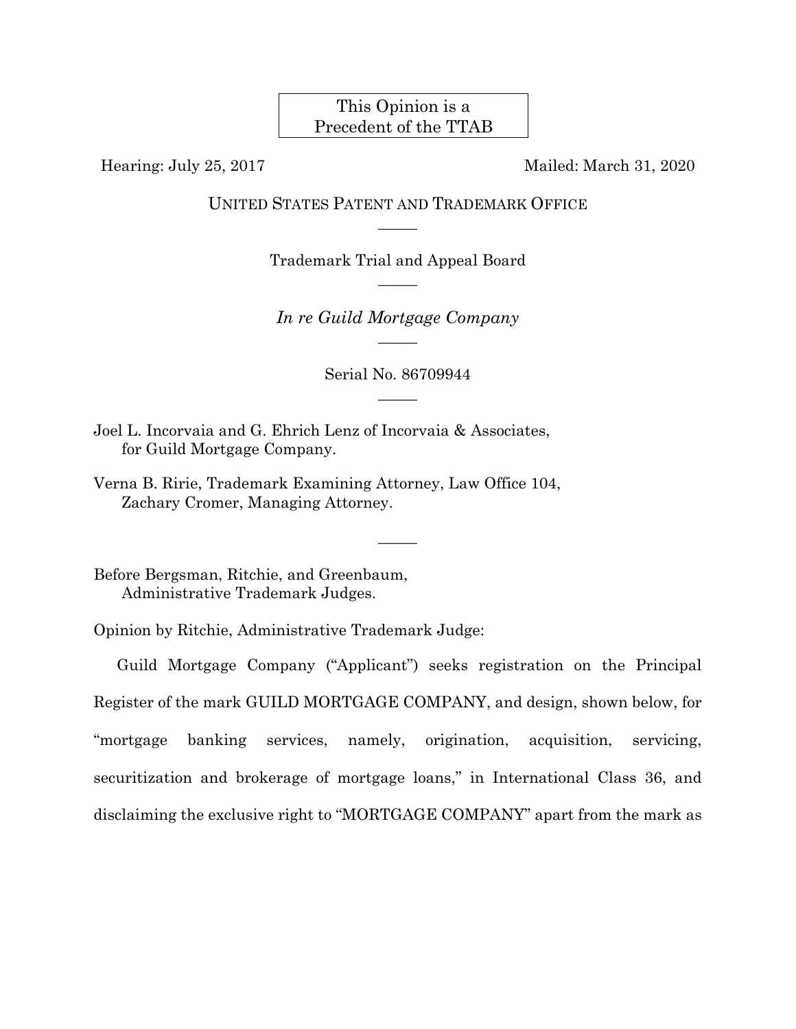This Opinion is a Precedent of the TTAB

Hearing: July 25, 2017

Mailed: March 31, 2020

UNITED STATES PATENT AND TRADEMARK OFFICE

———

Trademark Trial and Appeal Board

———

*In re Guild Mortgage Company*

———

Serial No. 86709944

———

Joel L. Incorvaia and G. Ehrich Lenz of Incorvaia & Associates, for Guild Mortgage Company.

Verna B. Ririe, Trademark Examining Attorney, Law Office 104, Zachary Cromer, Managing Attorney.

———

Before Bergsman, Ritchie, and Greenbaum, Administrative Trademark Judges.

Opinion by Ritchie, Administrative Trademark Judge:

Guild Mortgage Company ("Applicant") seeks registration on the Principal Register of the mark GUILD MORTGAGE COMPANY, and design, shown below, for "mortgage banking services, namely, origination, acquisition, servicing, securitization and brokerage of mortgage loans," in International Class 36, and disclaiming the exclusive right to "MORTGAGE COMPANY" apart from the mark as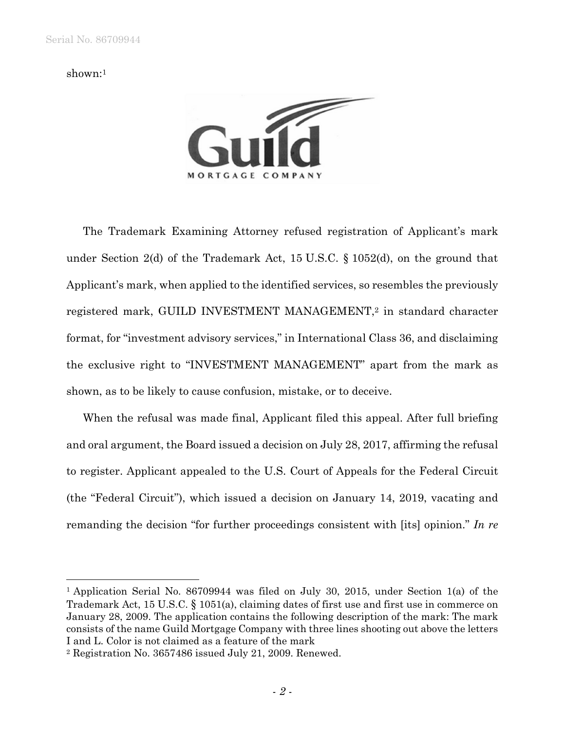shown:[1]

The Trademark Examining Attorney refused registration of Applicant's mark under Section 2(d) of the Trademark Act, 15 U.S.C. § 1052(d), on the ground that Applicant's mark, when applied to the identified services, so resembles the previously registered mark, GUILD INVESTMENT MANAGEMENT,[2] in standard character format, for "investment advisory services," in International Class 36, and disclaiming the exclusive right to "INVESTMENT MANAGEMENT" apart from the mark as shown, as to be likely to cause confusion, mistake, or to deceive.

When the refusal was made final, Applicant filed this appeal. After full briefing and oral argument, the Board issued a decision on July 28, 2017, affirming the refusal to register. Applicant appealed to the U.S. Court of Appeals for the Federal Circuit (the "Federal Circuit"), which issued a decision on January 14, 2019, vacating and remanding the decision "for further proceedings consistent with [its] opinion." *In re*

---

[1] Application Serial No. 86709944 was filed on July 30, 2015, under Section 1(a) of the Trademark Act, 15 U.S.C. § 1051(a), claiming dates of first use and first use in commerce on January 28, 2009. The application contains the following description of the mark: The mark consists of the name Guild Mortgage Company with three lines shooting out above the letters I and L. Color is not claimed as a feature of the mark

[2] Registration No. 3657486 issued July 21, 2009. Renewed.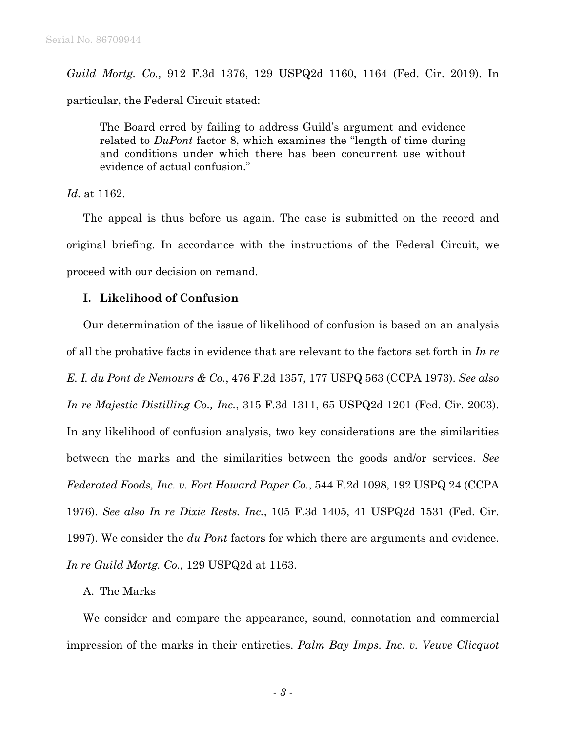*Guild Mortg. Co.,* 912 F.3d 1376, 129 USPQ2d 1160, 1164 (Fed. Cir. 2019). In particular, the Federal Circuit stated:

> The Board erred by failing to address Guild's argument and evidence related to *DuPont* factor 8, which examines the "length of time during and conditions under which there has been concurrent use without evidence of actual confusion."

*Id.* at 1162.

The appeal is thus before us again. The case is submitted on the record and original briefing. In accordance with the instructions of the Federal Circuit, we proceed with our decision on remand.

## I. Likelihood of Confusion

Our determination of the issue of likelihood of confusion is based on an analysis of all the probative facts in evidence that are relevant to the factors set forth in *In re E. I. du Pont de Nemours & Co.*, 476 F.2d 1357, 177 USPQ 563 (CCPA 1973). *See also In re Majestic Distilling Co., Inc.*, 315 F.3d 1311, 65 USPQ2d 1201 (Fed. Cir. 2003). In any likelihood of confusion analysis, two key considerations are the similarities between the marks and the similarities between the goods and/or services. *See Federated Foods, Inc. v. Fort Howard Paper Co.*, 544 F.2d 1098, 192 USPQ 24 (CCPA 1976). *See also In re Dixie Rests. Inc.*, 105 F.3d 1405, 41 USPQ2d 1531 (Fed. Cir. 1997). We consider the *du Pont* factors for which there are arguments and evidence. *In re Guild Mortg. Co.*, 129 USPQ2d at 1163.

### A. The Marks

We consider and compare the appearance, sound, connotation and commercial impression of the marks in their entireties. *Palm Bay Imps. Inc. v. Veuve Clicquot*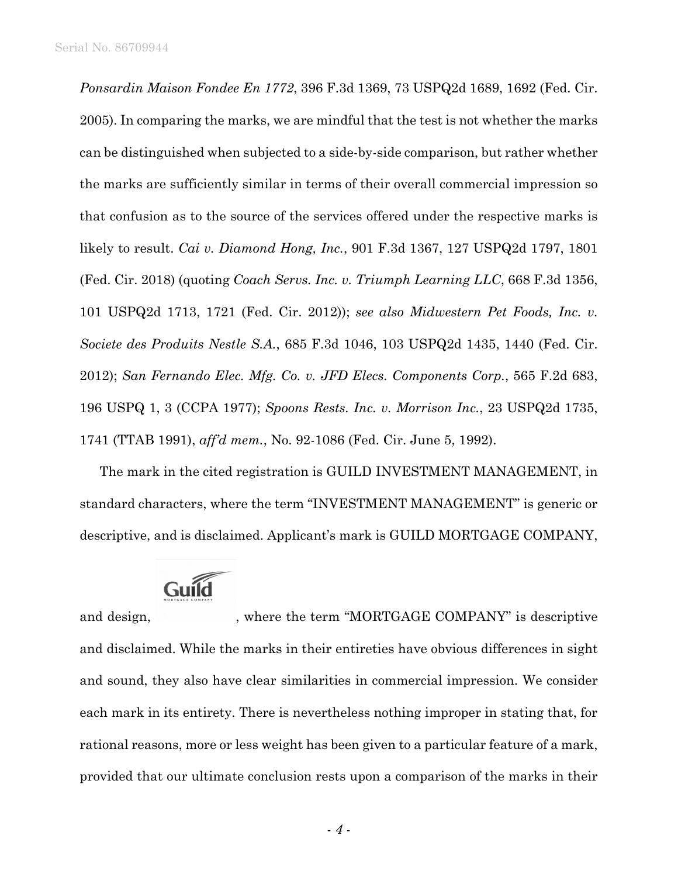*Ponsardin Maison Fondee En 1772*, 396 F.3d 1369, 73 USPQ2d 1689, 1692 (Fed. Cir. 2005). In comparing the marks, we are mindful that the test is not whether the marks can be distinguished when subjected to a side-by-side comparison, but rather whether the marks are sufficiently similar in terms of their overall commercial impression so that confusion as to the source of the services offered under the respective marks is likely to result. *Cai v. Diamond Hong, Inc.*, 901 F.3d 1367, 127 USPQ2d 1797, 1801 (Fed. Cir. 2018) (quoting *Coach Servs. Inc. v. Triumph Learning LLC*, 668 F.3d 1356, 101 USPQ2d 1713, 1721 (Fed. Cir. 2012)); *see also Midwestern Pet Foods, Inc. v. Societe des Produits Nestle S.A.*, 685 F.3d 1046, 103 USPQ2d 1435, 1440 (Fed. Cir. 2012); *San Fernando Elec. Mfg. Co. v. JFD Elecs. Components Corp.*, 565 F.2d 683, 196 USPQ 1, 3 (CCPA 1977); *Spoons Rests. Inc. v. Morrison Inc.*, 23 USPQ2d 1735, 1741 (TTAB 1991), *aff'd mem.*, No. 92-1086 (Fed. Cir. June 5, 1992).

The mark in the cited registration is GUILD INVESTMENT MANAGEMENT, in standard characters, where the term "INVESTMENT MANAGEMENT" is generic or descriptive, and is disclaimed. Applicant's mark is GUILD MORTGAGE COMPANY, and design, [Guild MORTGAGE COMPANY design], where the term "MORTGAGE COMPANY" is descriptive and disclaimed. While the marks in their entireties have obvious differences in sight and sound, they also have clear similarities in commercial impression. We consider each mark in its entirety. There is nevertheless nothing improper in stating that, for rational reasons, more or less weight has been given to a particular feature of a mark, provided that our ultimate conclusion rests upon a comparison of the marks in their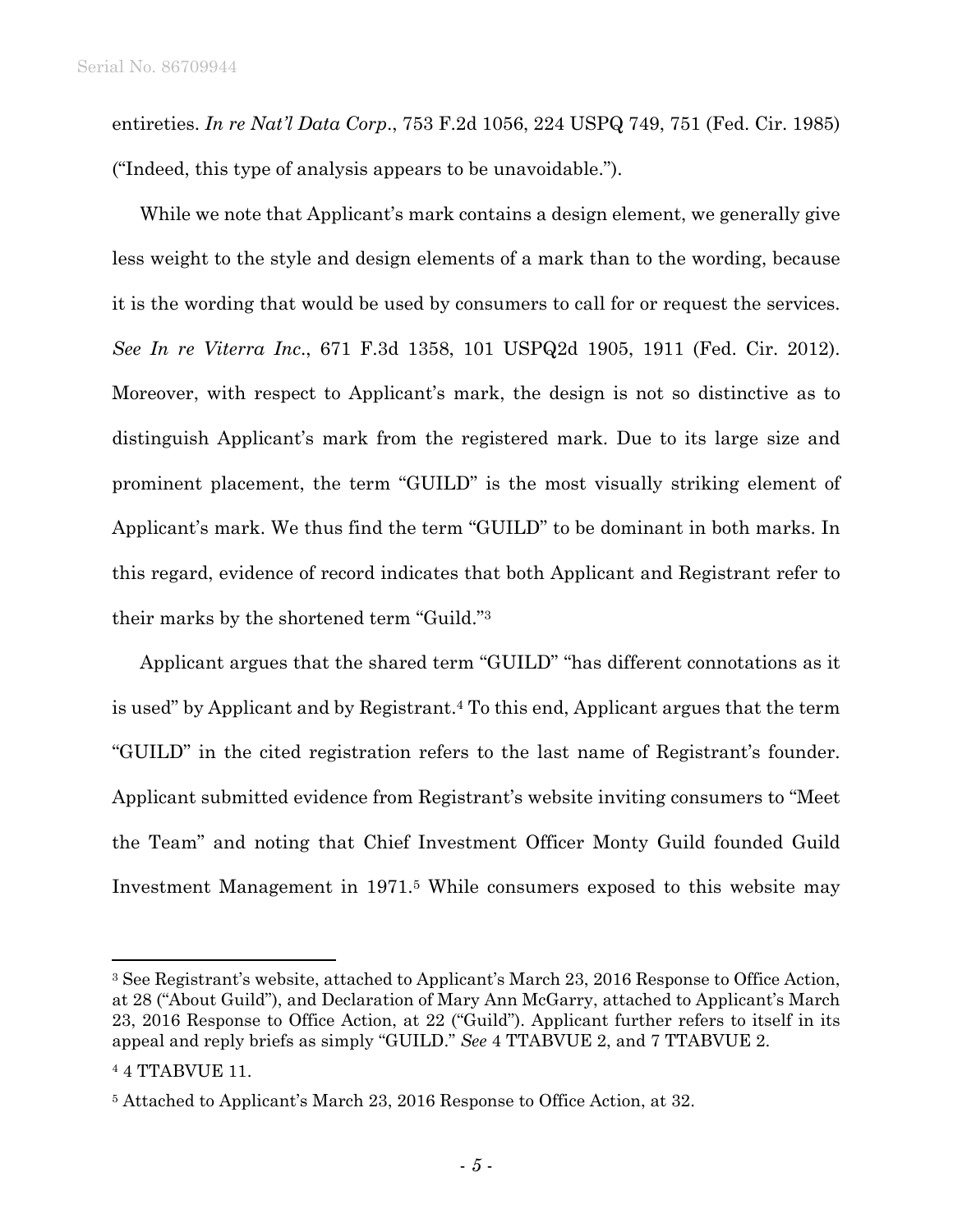entireties. *In re Nat'l Data Corp*., 753 F.2d 1056, 224 USPQ 749, 751 (Fed. Cir. 1985) ("Indeed, this type of analysis appears to be unavoidable.").

While we note that Applicant's mark contains a design element, we generally give less weight to the style and design elements of a mark than to the wording, because it is the wording that would be used by consumers to call for or request the services. *See In re Viterra Inc*., 671 F.3d 1358, 101 USPQ2d 1905, 1911 (Fed. Cir. 2012). Moreover, with respect to Applicant's mark, the design is not so distinctive as to distinguish Applicant's mark from the registered mark. Due to its large size and prominent placement, the term "GUILD" is the most visually striking element of Applicant's mark. We thus find the term "GUILD" to be dominant in both marks. In this regard, evidence of record indicates that both Applicant and Registrant refer to their marks by the shortened term "Guild."[3]

Applicant argues that the shared term "GUILD" "has different connotations as it is used" by Applicant and by Registrant.[4] To this end, Applicant argues that the term "GUILD" in the cited registration refers to the last name of Registrant's founder. Applicant submitted evidence from Registrant's website inviting consumers to "Meet the Team" and noting that Chief Investment Officer Monty Guild founded Guild Investment Management in 1971.[5] While consumers exposed to this website may

---

[3] See Registrant's website, attached to Applicant's March 23, 2016 Response to Office Action, at 28 ("About Guild"), and Declaration of Mary Ann McGarry, attached to Applicant's March 23, 2016 Response to Office Action, at 22 ("Guild"). Applicant further refers to itself in its appeal and reply briefs as simply "GUILD." *See* 4 TTABVUE 2, and 7 TTABVUE 2.

[4] 4 TTABVUE 11.

[5] Attached to Applicant's March 23, 2016 Response to Office Action, at 32.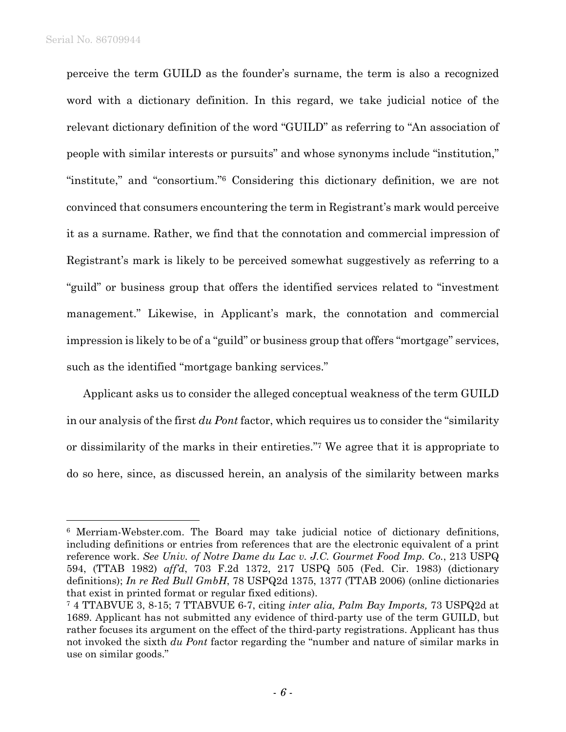perceive the term GUILD as the founder's surname, the term is also a recognized word with a dictionary definition. In this regard, we take judicial notice of the relevant dictionary definition of the word "GUILD" as referring to "An association of people with similar interests or pursuits" and whose synonyms include "institution," "institute," and "consortium."[6] Considering this dictionary definition, we are not convinced that consumers encountering the term in Registrant's mark would perceive it as a surname. Rather, we find that the connotation and commercial impression of Registrant's mark is likely to be perceived somewhat suggestively as referring to a "guild" or business group that offers the identified services related to "investment management." Likewise, in Applicant's mark, the connotation and commercial impression is likely to be of a "guild" or business group that offers "mortgage" services, such as the identified "mortgage banking services."

Applicant asks us to consider the alleged conceptual weakness of the term GUILD in our analysis of the first *du Pont* factor, which requires us to consider the "similarity or dissimilarity of the marks in their entireties."[7] We agree that it is appropriate to do so here, since, as discussed herein, an analysis of the similarity between marks

---

[6] Merriam-Webster.com. The Board may take judicial notice of dictionary definitions, including definitions or entries from references that are the electronic equivalent of a print reference work. *See Univ. of Notre Dame du Lac v. J.C. Gourmet Food Imp. Co.*, 213 USPQ 594, (TTAB 1982) *aff'd*, 703 F.2d 1372, 217 USPQ 505 (Fed. Cir. 1983) (dictionary definitions); *In re Red Bull GmbH*, 78 USPQ2d 1375, 1377 (TTAB 2006) (online dictionaries that exist in printed format or regular fixed editions).

[7] 4 TTABVUE 3, 8-15; 7 TTABVUE 6-7, citing *inter alia, Palm Bay Imports,* 73 USPQ2d at 1689. Applicant has not submitted any evidence of third-party use of the term GUILD, but rather focuses its argument on the effect of the third-party registrations. Applicant has thus not invoked the sixth *du Pont* factor regarding the "number and nature of similar marks in use on similar goods."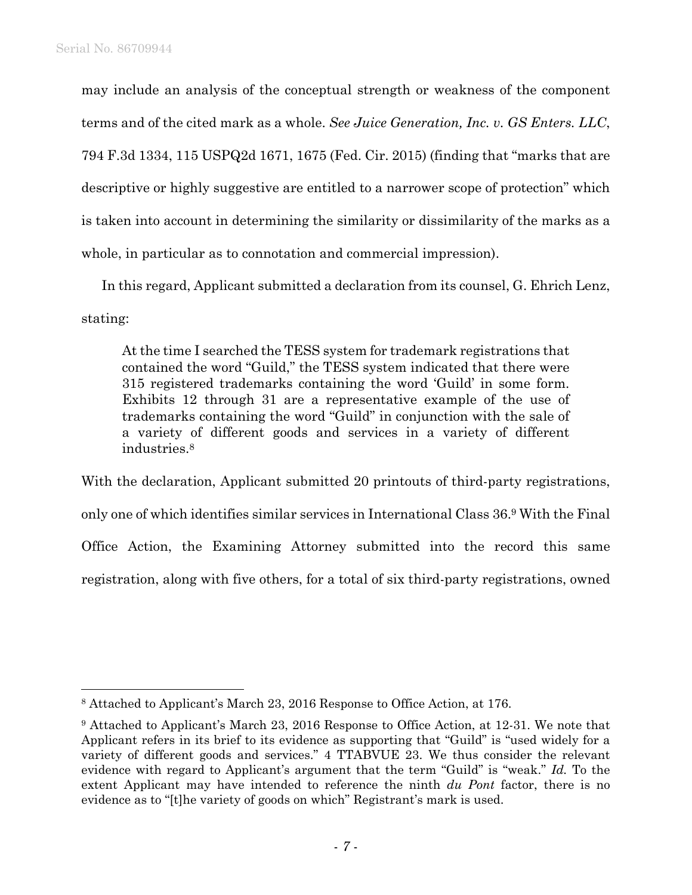may include an analysis of the conceptual strength or weakness of the component terms and of the cited mark as a whole. *See Juice Generation, Inc. v. GS Enters. LLC*, 794 F.3d 1334, 115 USPQ2d 1671, 1675 (Fed. Cir. 2015) (finding that "marks that are descriptive or highly suggestive are entitled to a narrower scope of protection" which is taken into account in determining the similarity or dissimilarity of the marks as a whole, in particular as to connotation and commercial impression).

In this regard, Applicant submitted a declaration from its counsel, G. Ehrich Lenz, stating:

> At the time I searched the TESS system for trademark registrations that contained the word "Guild," the TESS system indicated that there were 315 registered trademarks containing the word 'Guild' in some form. Exhibits 12 through 31 are a representative example of the use of trademarks containing the word "Guild" in conjunction with the sale of a variety of different goods and services in a variety of different industries.[8]

With the declaration, Applicant submitted 20 printouts of third-party registrations, only one of which identifies similar services in International Class 36.[9] With the Final Office Action, the Examining Attorney submitted into the record this same registration, along with five others, for a total of six third-party registrations, owned

---

[8] Attached to Applicant's March 23, 2016 Response to Office Action, at 176.

[9] Attached to Applicant's March 23, 2016 Response to Office Action, at 12-31. We note that Applicant refers in its brief to its evidence as supporting that "Guild" is "used widely for a variety of different goods and services." 4 TTABVUE 23. We thus consider the relevant evidence with regard to Applicant's argument that the term "Guild" is "weak." *Id.* To the extent Applicant may have intended to reference the ninth *du Pont* factor, there is no evidence as to "[t]he variety of goods on which" Registrant's mark is used.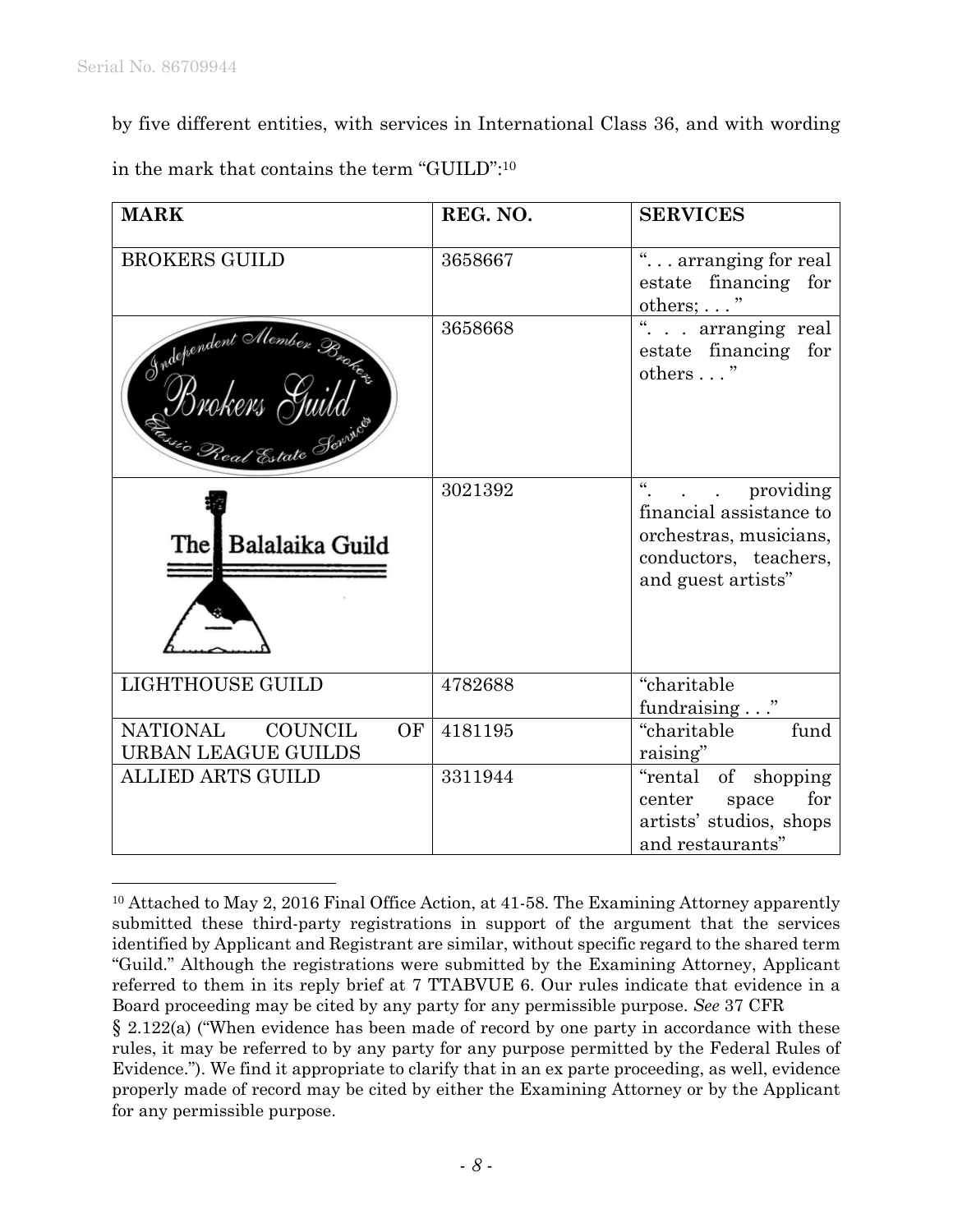by five different entities, with services in International Class 36, and with wording in the mark that contains the term "GUILD":[10]

| MARK | REG. NO. | SERVICES |
| --- | --- | --- |
| BROKERS GUILD | 3658667 | ". . . arranging for real estate financing for others; . . . " |
| Independent Member Brokers Brokers Guild Classic Real Estate Services | 3658668 | ". . . arranging real estate financing for others . . . " |
| The Balalaika Guild | 3021392 | ". . . providing financial assistance to orchestras, musicians, conductors, teachers, and guest artists" |
| LIGHTHOUSE GUILD | 4782688 | "charitable fundraising . . ." |
| NATIONAL COUNCIL OF URBAN LEAGUE GUILDS | 4181195 | "charitable fund raising" |
| ALLIED ARTS GUILD | 3311944 | "rental of shopping center space for artists' studios, shops and restaurants" |

[10] Attached to May 2, 2016 Final Office Action, at 41-58. The Examining Attorney apparently submitted these third-party registrations in support of the argument that the services identified by Applicant and Registrant are similar, without specific regard to the shared term "Guild." Although the registrations were submitted by the Examining Attorney, Applicant referred to them in its reply brief at 7 TTABVUE 6. Our rules indicate that evidence in a Board proceeding may be cited by any party for any permissible purpose. *See* 37 CFR § 2.122(a) ("When evidence has been made of record by one party in accordance with these rules, it may be referred to by any party for any purpose permitted by the Federal Rules of Evidence."). We find it appropriate to clarify that in an ex parte proceeding, as well, evidence properly made of record may be cited by either the Examining Attorney or by the Applicant for any permissible purpose.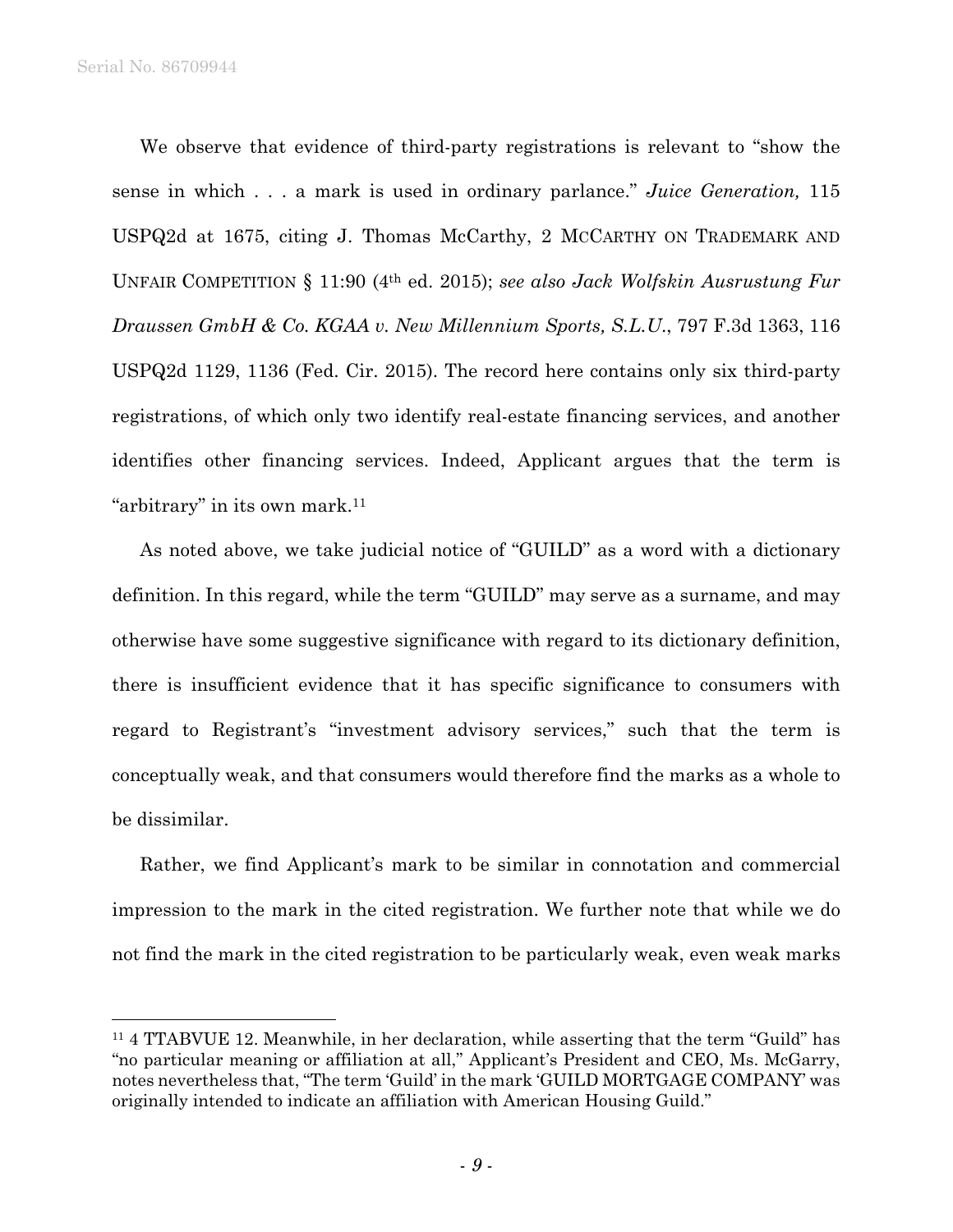We observe that evidence of third-party registrations is relevant to "show the sense in which . . . a mark is used in ordinary parlance." *Juice Generation,* 115 USPQ2d at 1675, citing J. Thomas McCarthy, 2 MCCARTHY ON TRADEMARK AND UNFAIR COMPETITION § 11:90 (4th ed. 2015); *see also Jack Wolfskin Ausrustung Fur Draussen GmbH & Co. KGAA v. New Millennium Sports, S.L.U.*, 797 F.3d 1363, 116 USPQ2d 1129, 1136 (Fed. Cir. 2015). The record here contains only six third-party registrations, of which only two identify real-estate financing services, and another identifies other financing services. Indeed, Applicant argues that the term is "arbitrary" in its own mark.[11]

As noted above, we take judicial notice of "GUILD" as a word with a dictionary definition. In this regard, while the term "GUILD" may serve as a surname, and may otherwise have some suggestive significance with regard to its dictionary definition, there is insufficient evidence that it has specific significance to consumers with regard to Registrant's "investment advisory services," such that the term is conceptually weak, and that consumers would therefore find the marks as a whole to be dissimilar.

Rather, we find Applicant's mark to be similar in connotation and commercial impression to the mark in the cited registration. We further note that while we do not find the mark in the cited registration to be particularly weak, even weak marks

---

[11] 4 TTABVUE 12. Meanwhile, in her declaration, while asserting that the term "Guild" has "no particular meaning or affiliation at all," Applicant's President and CEO, Ms. McGarry, notes nevertheless that, "The term 'Guild' in the mark 'GUILD MORTGAGE COMPANY' was originally intended to indicate an affiliation with American Housing Guild."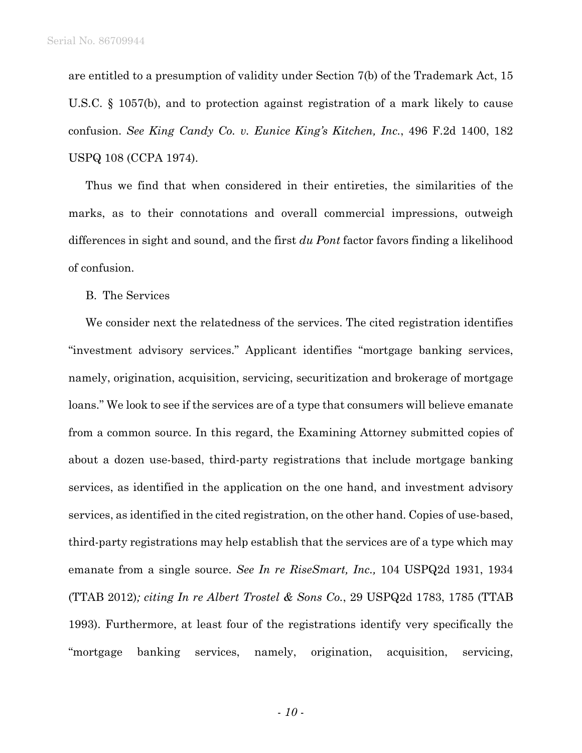are entitled to a presumption of validity under Section 7(b) of the Trademark Act, 15 U.S.C. § 1057(b), and to protection against registration of a mark likely to cause confusion. *See King Candy Co. v. Eunice King's Kitchen, Inc.*, 496 F.2d 1400, 182 USPQ 108 (CCPA 1974).

Thus we find that when considered in their entireties, the similarities of the marks, as to their connotations and overall commercial impressions, outweigh differences in sight and sound, and the first *du Pont* factor favors finding a likelihood of confusion.

B. The Services

We consider next the relatedness of the services. The cited registration identifies "investment advisory services." Applicant identifies "mortgage banking services, namely, origination, acquisition, servicing, securitization and brokerage of mortgage loans." We look to see if the services are of a type that consumers will believe emanate from a common source. In this regard, the Examining Attorney submitted copies of about a dozen use-based, third-party registrations that include mortgage banking services, as identified in the application on the one hand, and investment advisory services, as identified in the cited registration, on the other hand. Copies of use-based, third-party registrations may help establish that the services are of a type which may emanate from a single source. *See In re RiseSmart, Inc.,* 104 USPQ2d 1931, 1934 (TTAB 2012)*; citing In re Albert Trostel & Sons Co.*, 29 USPQ2d 1783, 1785 (TTAB 1993). Furthermore, at least four of the registrations identify very specifically the "mortgage banking services, namely, origination, acquisition, servicing,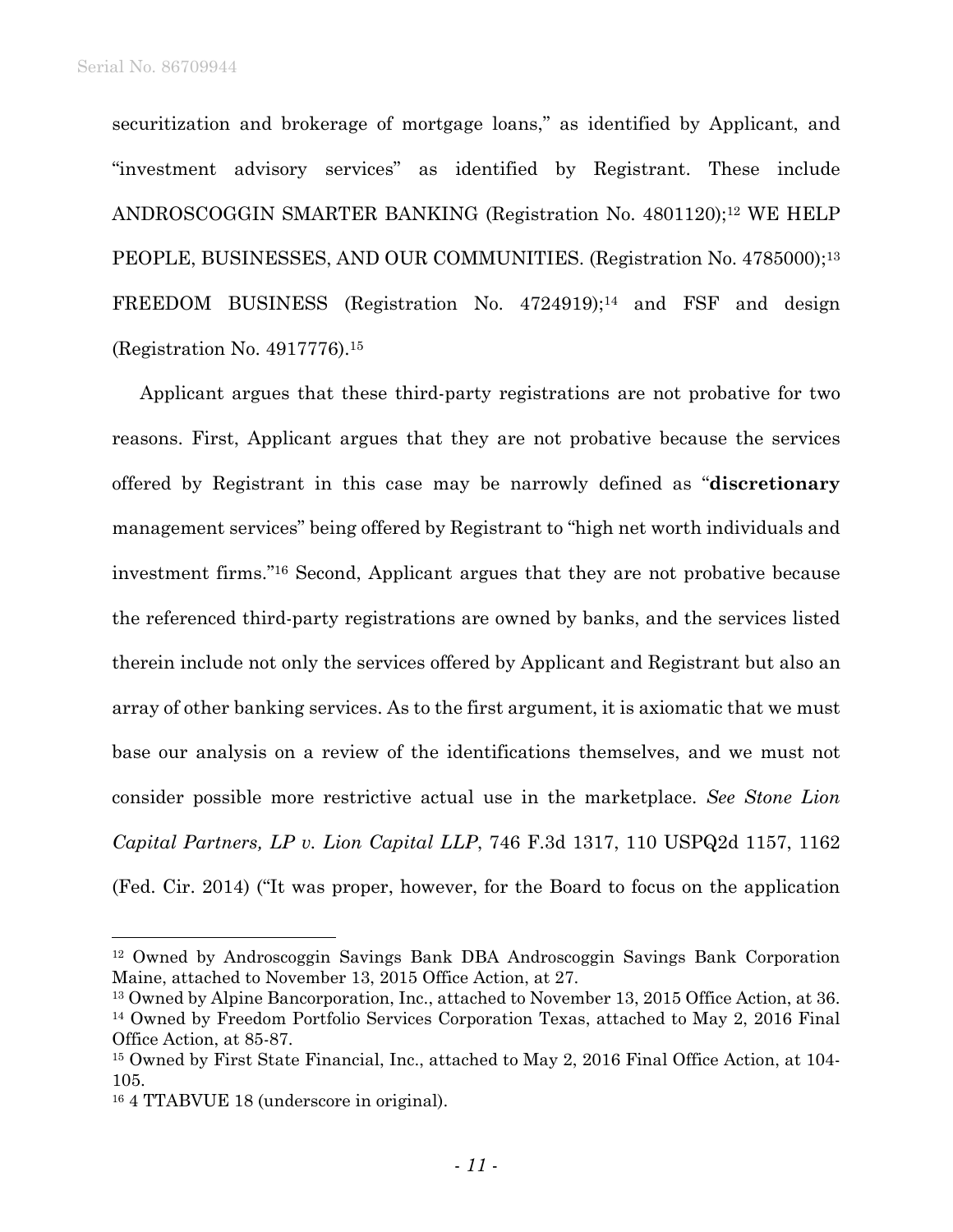securitization and brokerage of mortgage loans," as identified by Applicant, and "investment advisory services" as identified by Registrant. These include ANDROSCOGGIN SMARTER BANKING (Registration No. 4801120);[12] WE HELP PEOPLE, BUSINESSES, AND OUR COMMUNITIES. (Registration No. 4785000);[13] FREEDOM BUSINESS (Registration No. 4724919);[14] and FSF and design (Registration No. 4917776).[15]

Applicant argues that these third-party registrations are not probative for two reasons. First, Applicant argues that they are not probative because the services offered by Registrant in this case may be narrowly defined as "**discretionary** management services" being offered by Registrant to "high net worth individuals and investment firms."[16] Second, Applicant argues that they are not probative because the referenced third-party registrations are owned by banks, and the services listed therein include not only the services offered by Applicant and Registrant but also an array of other banking services. As to the first argument, it is axiomatic that we must base our analysis on a review of the identifications themselves, and we must not consider possible more restrictive actual use in the marketplace. *See Stone Lion Capital Partners, LP v. Lion Capital LLP*, 746 F.3d 1317, 110 USPQ2d 1157, 1162 (Fed. Cir. 2014) ("It was proper, however, for the Board to focus on the application

---

[12] Owned by Androscoggin Savings Bank DBA Androscoggin Savings Bank Corporation Maine, attached to November 13, 2015 Office Action, at 27.

[13] Owned by Alpine Bancorporation, Inc., attached to November 13, 2015 Office Action, at 36.

[14] Owned by Freedom Portfolio Services Corporation Texas, attached to May 2, 2016 Final Office Action, at 85-87.

[15] Owned by First State Financial, Inc., attached to May 2, 2016 Final Office Action, at 104-105.

[16] 4 TTABVUE 18 (underscore in original).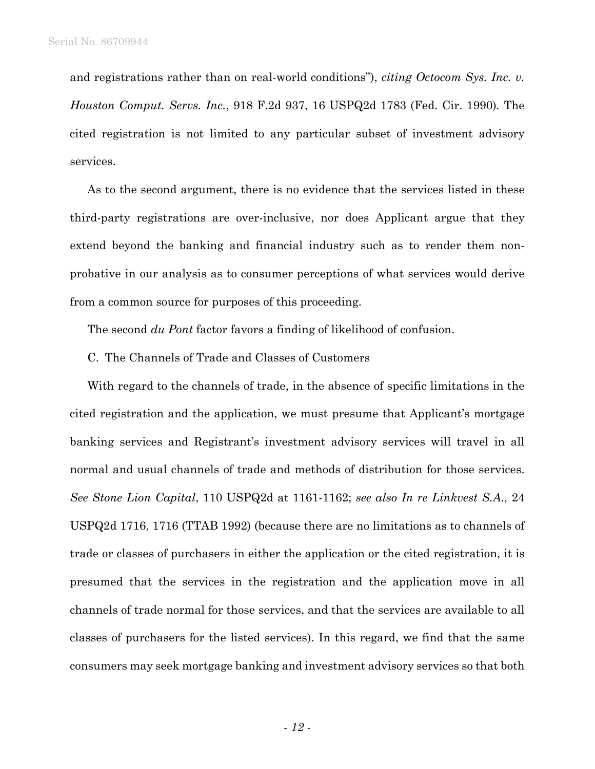and registrations rather than on real-world conditions"), *citing Octocom Sys. Inc. v. Houston Comput. Servs. Inc.*, 918 F.2d 937, 16 USPQ2d 1783 (Fed. Cir. 1990). The cited registration is not limited to any particular subset of investment advisory services.

As to the second argument, there is no evidence that the services listed in these third-party registrations are over-inclusive, nor does Applicant argue that they extend beyond the banking and financial industry such as to render them non-probative in our analysis as to consumer perceptions of what services would derive from a common source for purposes of this proceeding.

The second *du Pont* factor favors a finding of likelihood of confusion.

C. The Channels of Trade and Classes of Customers

With regard to the channels of trade, in the absence of specific limitations in the cited registration and the application, we must presume that Applicant's mortgage banking services and Registrant's investment advisory services will travel in all normal and usual channels of trade and methods of distribution for those services. *See Stone Lion Capital*, 110 USPQ2d at 1161-1162; *see also In re Linkvest S.A.*, 24 USPQ2d 1716, 1716 (TTAB 1992) (because there are no limitations as to channels of trade or classes of purchasers in either the application or the cited registration, it is presumed that the services in the registration and the application move in all channels of trade normal for those services, and that the services are available to all classes of purchasers for the listed services). In this regard, we find that the same consumers may seek mortgage banking and investment advisory services so that both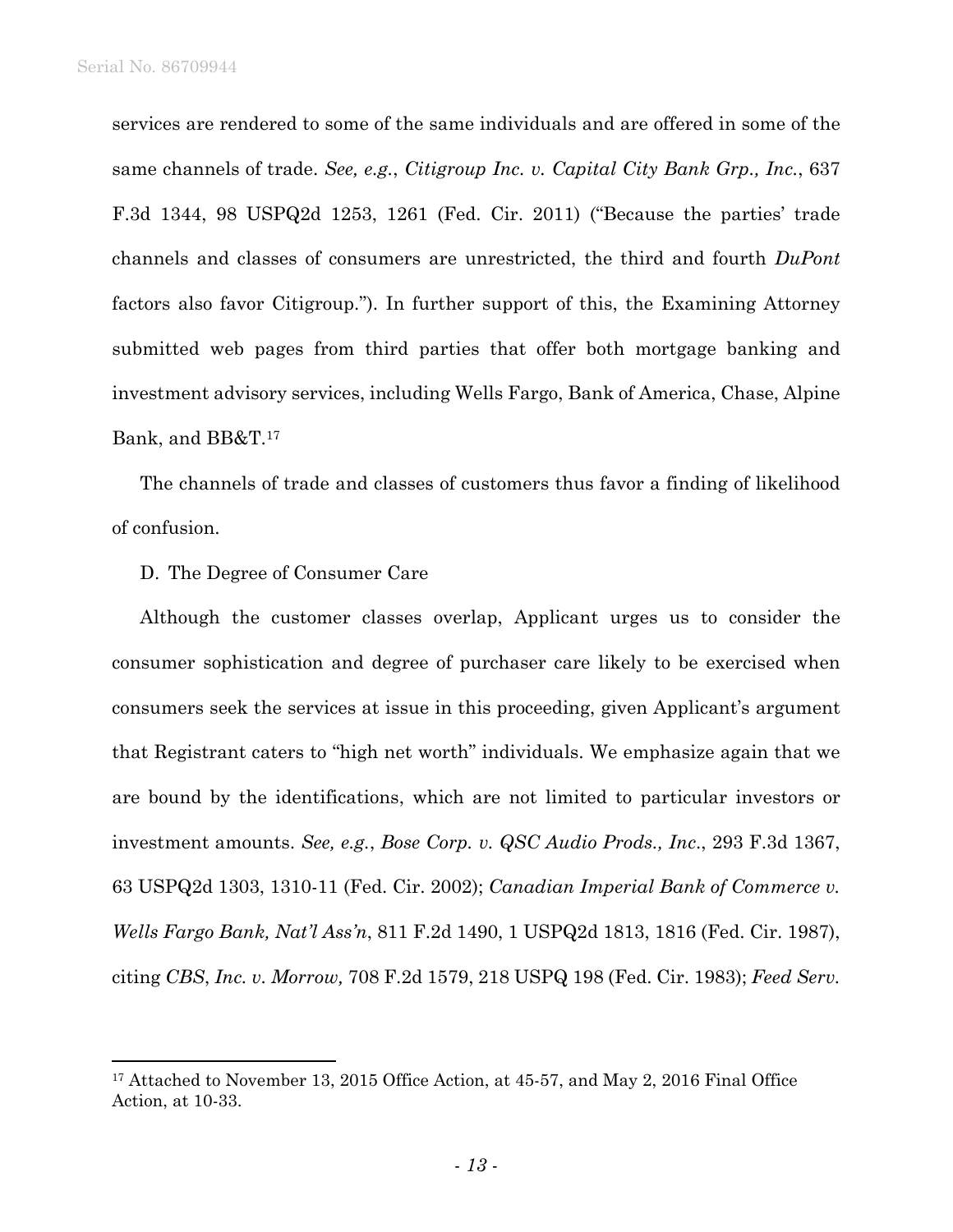services are rendered to some of the same individuals and are offered in some of the same channels of trade. *See, e.g.*, *Citigroup Inc. v. Capital City Bank Grp., Inc.*, 637 F.3d 1344, 98 USPQ2d 1253, 1261 (Fed. Cir. 2011) ("Because the parties' trade channels and classes of consumers are unrestricted, the third and fourth *DuPont* factors also favor Citigroup."). In further support of this, the Examining Attorney submitted web pages from third parties that offer both mortgage banking and investment advisory services, including Wells Fargo, Bank of America, Chase, Alpine Bank, and BB&T.[17]

The channels of trade and classes of customers thus favor a finding of likelihood of confusion.

D. The Degree of Consumer Care

Although the customer classes overlap, Applicant urges us to consider the consumer sophistication and degree of purchaser care likely to be exercised when consumers seek the services at issue in this proceeding, given Applicant's argument that Registrant caters to "high net worth" individuals. We emphasize again that we are bound by the identifications, which are not limited to particular investors or investment amounts. *See, e.g.*, *Bose Corp. v. QSC Audio Prods., Inc*., 293 F.3d 1367, 63 USPQ2d 1303, 1310-11 (Fed. Cir. 2002); *Canadian Imperial Bank of Commerce v. Wells Fargo Bank, Nat'l Ass'n*, 811 F.2d 1490, 1 USPQ2d 1813, 1816 (Fed. Cir. 1987), citing *CBS*, *Inc. v. Morrow,* 708 F.2d 1579, 218 USPQ 198 (Fed. Cir. 1983); *Feed Serv.*

---

[17] Attached to November 13, 2015 Office Action, at 45-57, and May 2, 2016 Final Office Action, at 10-33.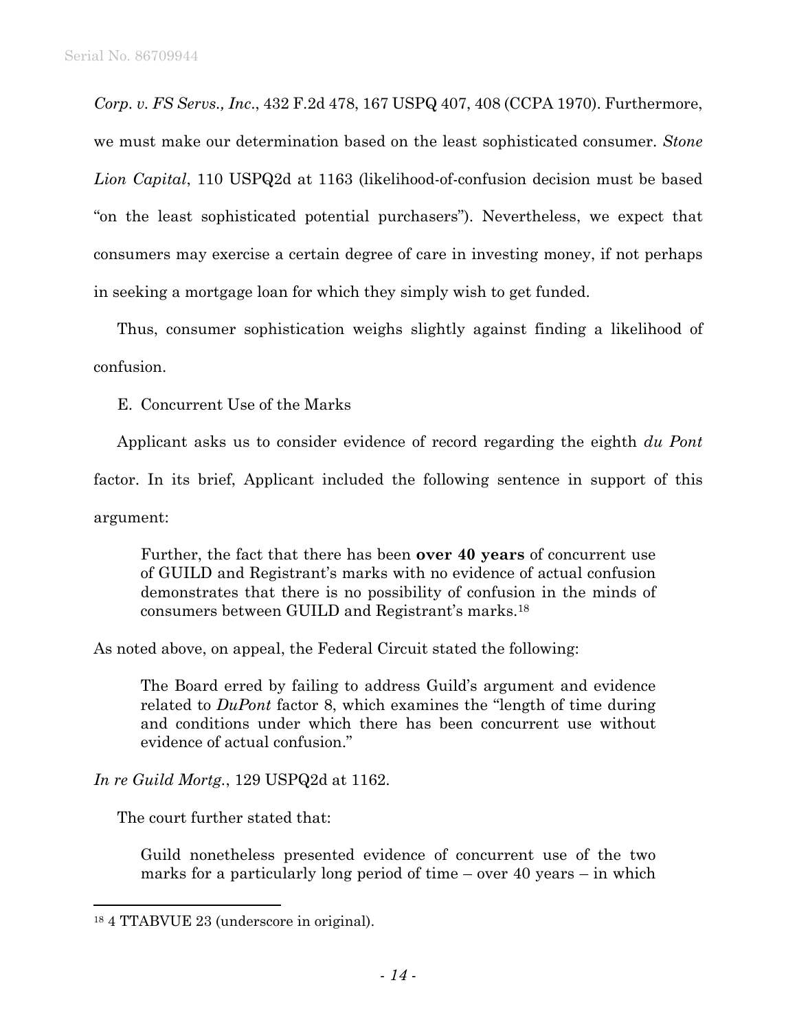*Corp. v. FS Servs., Inc*., 432 F.2d 478, 167 USPQ 407, 408 (CCPA 1970). Furthermore, we must make our determination based on the least sophisticated consumer. *Stone Lion Capital*, 110 USPQ2d at 1163 (likelihood-of-confusion decision must be based "on the least sophisticated potential purchasers"). Nevertheless, we expect that consumers may exercise a certain degree of care in investing money, if not perhaps in seeking a mortgage loan for which they simply wish to get funded.

Thus, consumer sophistication weighs slightly against finding a likelihood of confusion.

E. Concurrent Use of the Marks

Applicant asks us to consider evidence of record regarding the eighth *du Pont* factor. In its brief, Applicant included the following sentence in support of this argument:

> Further, the fact that there has been **over 40 years** of concurrent use of GUILD and Registrant's marks with no evidence of actual confusion demonstrates that there is no possibility of confusion in the minds of consumers between GUILD and Registrant's marks.[18]

As noted above, on appeal, the Federal Circuit stated the following:

> The Board erred by failing to address Guild's argument and evidence related to *DuPont* factor 8, which examines the "length of time during and conditions under which there has been concurrent use without evidence of actual confusion."

*In re Guild Mortg.*, 129 USPQ2d at 1162.

The court further stated that:

> Guild nonetheless presented evidence of concurrent use of the two marks for a particularly long period of time – over 40 years – in which

---

[18] 4 TTABVUE 23 (underscore in original).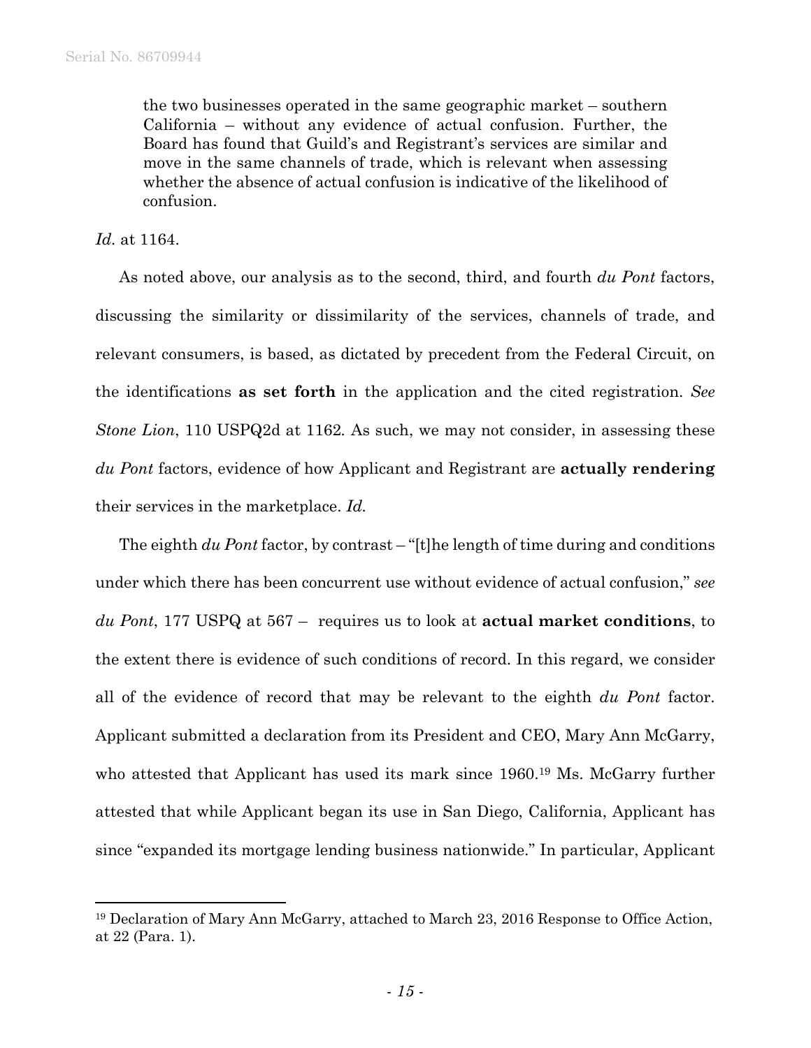> the two businesses operated in the same geographic market – southern California – without any evidence of actual confusion. Further, the Board has found that Guild's and Registrant's services are similar and move in the same channels of trade, which is relevant when assessing whether the absence of actual confusion is indicative of the likelihood of confusion.

*Id.* at 1164.

As noted above, our analysis as to the second, third, and fourth *du Pont* factors, discussing the similarity or dissimilarity of the services, channels of trade, and relevant consumers, is based, as dictated by precedent from the Federal Circuit, on the identifications **as set forth** in the application and the cited registration. *See Stone Lion*, 110 USPQ2d at 1162. As such, we may not consider, in assessing these *du Pont* factors, evidence of how Applicant and Registrant are **actually rendering** their services in the marketplace. *Id.*

The eighth *du Pont* factor, by contrast – "[t]he length of time during and conditions under which there has been concurrent use without evidence of actual confusion," *see du Pont*, 177 USPQ at 567 – requires us to look at **actual market conditions**, to the extent there is evidence of such conditions of record. In this regard, we consider all of the evidence of record that may be relevant to the eighth *du Pont* factor. Applicant submitted a declaration from its President and CEO, Mary Ann McGarry, who attested that Applicant has used its mark since 1960.[19] Ms. McGarry further attested that while Applicant began its use in San Diego, California, Applicant has since "expanded its mortgage lending business nationwide." In particular, Applicant

---

[19] Declaration of Mary Ann McGarry, attached to March 23, 2016 Response to Office Action, at 22 (Para. 1).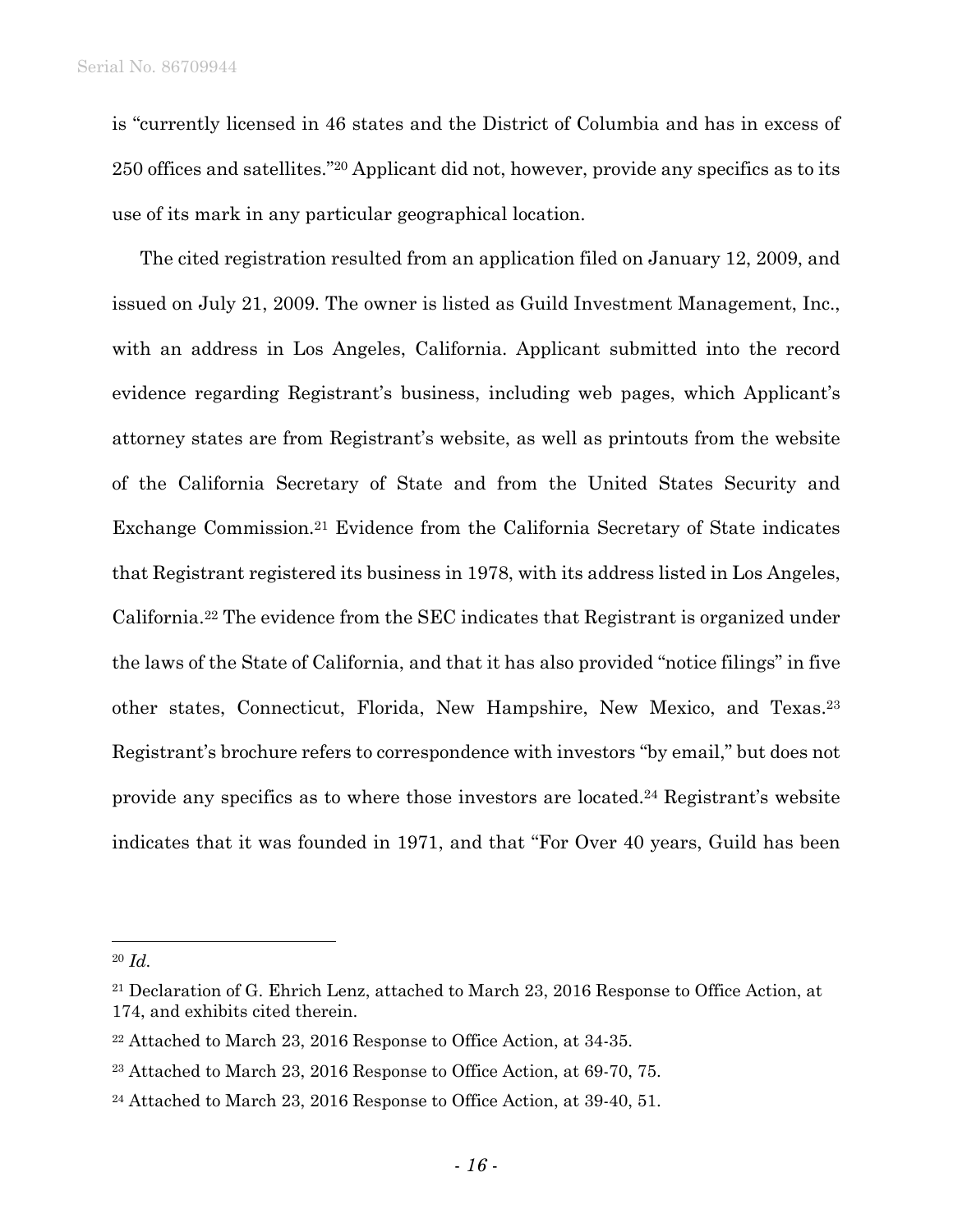is "currently licensed in 46 states and the District of Columbia and has in excess of 250 offices and satellites."[20] Applicant did not, however, provide any specifics as to its use of its mark in any particular geographical location.

The cited registration resulted from an application filed on January 12, 2009, and issued on July 21, 2009. The owner is listed as Guild Investment Management, Inc., with an address in Los Angeles, California. Applicant submitted into the record evidence regarding Registrant's business, including web pages, which Applicant's attorney states are from Registrant's website, as well as printouts from the website of the California Secretary of State and from the United States Security and Exchange Commission.[21] Evidence from the California Secretary of State indicates that Registrant registered its business in 1978, with its address listed in Los Angeles, California.[22] The evidence from the SEC indicates that Registrant is organized under the laws of the State of California, and that it has also provided "notice filings" in five other states, Connecticut, Florida, New Hampshire, New Mexico, and Texas.[23] Registrant's brochure refers to correspondence with investors "by email," but does not provide any specifics as to where those investors are located.[24] Registrant's website indicates that it was founded in 1971, and that "For Over 40 years, Guild has been

---

[20] *Id.*

[21] Declaration of G. Ehrich Lenz, attached to March 23, 2016 Response to Office Action, at 174, and exhibits cited therein.

[22] Attached to March 23, 2016 Response to Office Action, at 34-35.

[23] Attached to March 23, 2016 Response to Office Action, at 69-70, 75.

[24] Attached to March 23, 2016 Response to Office Action, at 39-40, 51.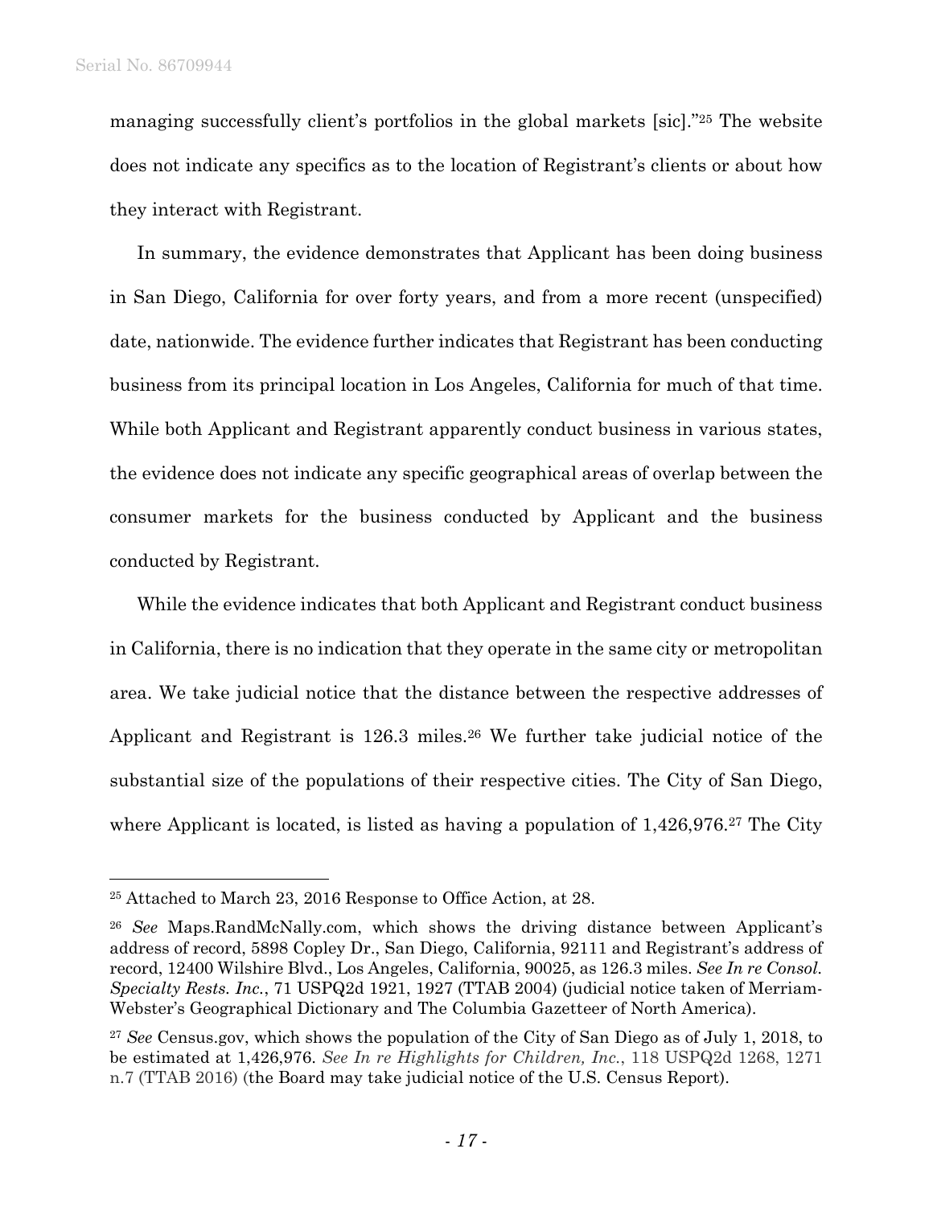managing successfully client's portfolios in the global markets [sic]."[25] The website does not indicate any specifics as to the location of Registrant's clients or about how they interact with Registrant.

In summary, the evidence demonstrates that Applicant has been doing business in San Diego, California for over forty years, and from a more recent (unspecified) date, nationwide. The evidence further indicates that Registrant has been conducting business from its principal location in Los Angeles, California for much of that time. While both Applicant and Registrant apparently conduct business in various states, the evidence does not indicate any specific geographical areas of overlap between the consumer markets for the business conducted by Applicant and the business conducted by Registrant.

While the evidence indicates that both Applicant and Registrant conduct business in California, there is no indication that they operate in the same city or metropolitan area. We take judicial notice that the distance between the respective addresses of Applicant and Registrant is 126.3 miles.[26] We further take judicial notice of the substantial size of the populations of their respective cities. The City of San Diego, where Applicant is located, is listed as having a population of 1,426,976.[27] The City

---

[25] Attached to March 23, 2016 Response to Office Action, at 28.

[26] *See* Maps.RandMcNally.com, which shows the driving distance between Applicant's address of record, 5898 Copley Dr., San Diego, California, 92111 and Registrant's address of record, 12400 Wilshire Blvd., Los Angeles, California, 90025, as 126.3 miles. *See In re Consol. Specialty Rests. Inc.*, 71 USPQ2d 1921, 1927 (TTAB 2004) (judicial notice taken of Merriam-Webster's Geographical Dictionary and The Columbia Gazetteer of North America).

[27] *See* Census.gov, which shows the population of the City of San Diego as of July 1, 2018, to be estimated at 1,426,976. *See In re Highlights for Children, Inc.*, 118 USPQ2d 1268, 1271 n.7 (TTAB 2016) (the Board may take judicial notice of the U.S. Census Report).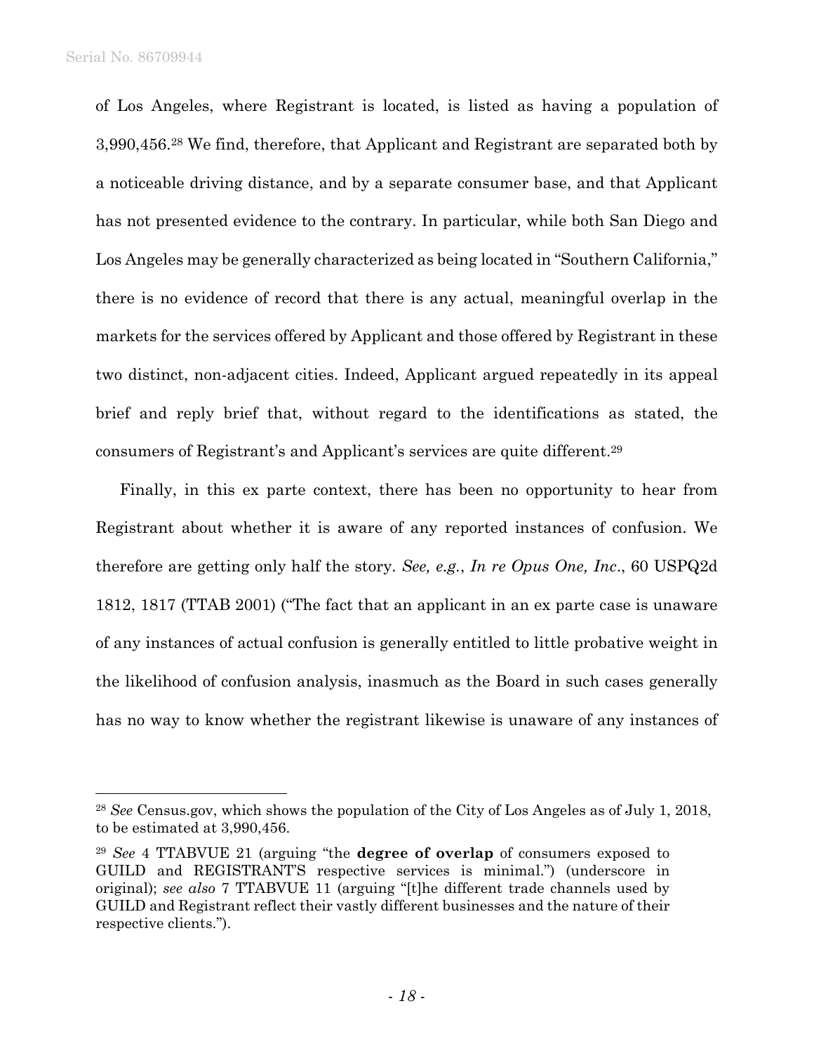of Los Angeles, where Registrant is located, is listed as having a population of 3,990,456.[28] We find, therefore, that Applicant and Registrant are separated both by a noticeable driving distance, and by a separate consumer base, and that Applicant has not presented evidence to the contrary. In particular, while both San Diego and Los Angeles may be generally characterized as being located in "Southern California," there is no evidence of record that there is any actual, meaningful overlap in the markets for the services offered by Applicant and those offered by Registrant in these two distinct, non-adjacent cities. Indeed, Applicant argued repeatedly in its appeal brief and reply brief that, without regard to the identifications as stated, the consumers of Registrant's and Applicant's services are quite different.[29]

Finally, in this ex parte context, there has been no opportunity to hear from Registrant about whether it is aware of any reported instances of confusion. We therefore are getting only half the story. *See, e.g.*, *In re Opus One, Inc*., 60 USPQ2d 1812, 1817 (TTAB 2001) ("The fact that an applicant in an ex parte case is unaware of any instances of actual confusion is generally entitled to little probative weight in the likelihood of confusion analysis, inasmuch as the Board in such cases generally has no way to know whether the registrant likewise is unaware of any instances of

---

[28] *See* Census.gov, which shows the population of the City of Los Angeles as of July 1, 2018, to be estimated at 3,990,456.

[29] *See* 4 TTABVUE 21 (arguing "the **degree of overlap** of consumers exposed to GUILD and REGISTRANT'S respective services is minimal.") (underscore in original); *see also* 7 TTABVUE 11 (arguing "[t]he different trade channels used by GUILD and Registrant reflect their vastly different businesses and the nature of their respective clients.").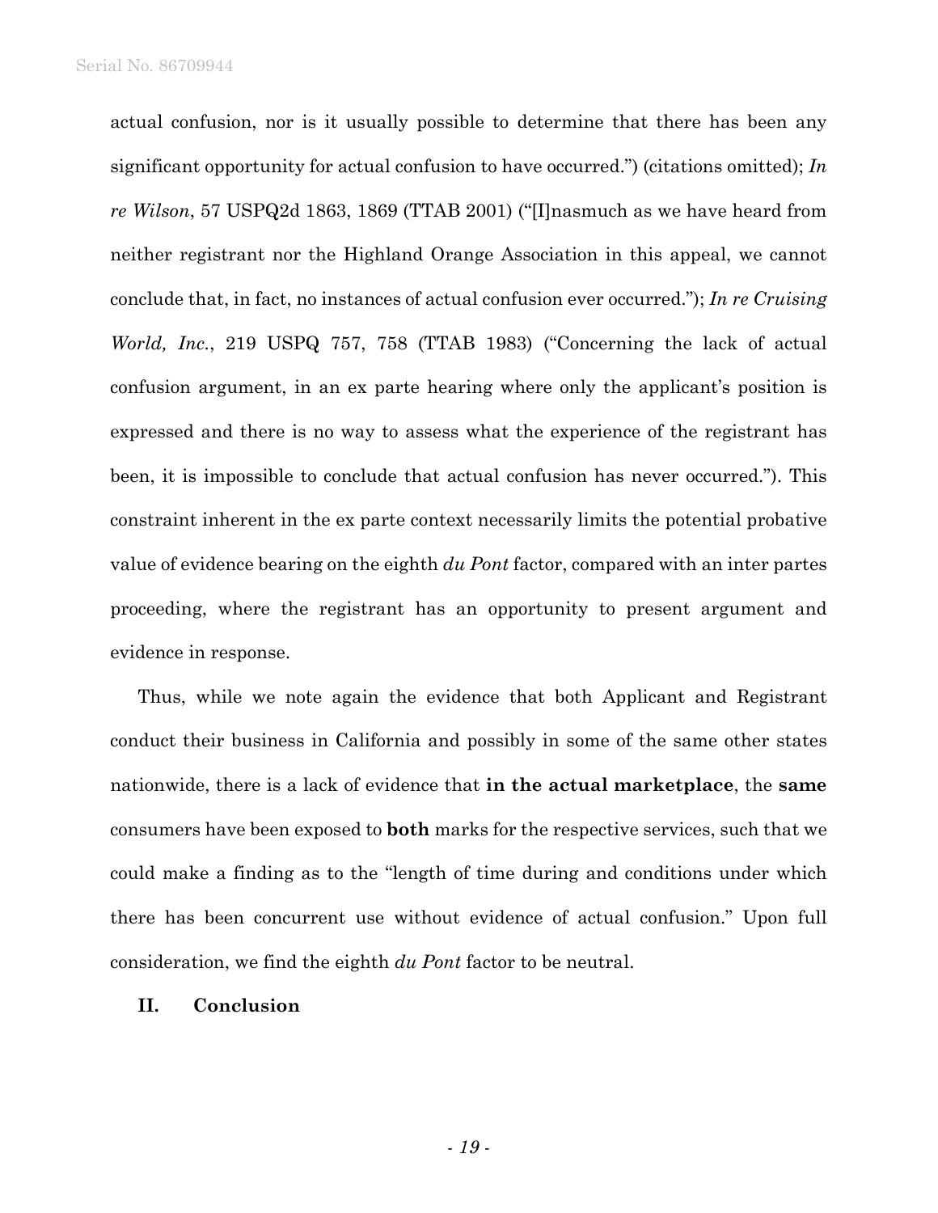actual confusion, nor is it usually possible to determine that there has been any significant opportunity for actual confusion to have occurred.") (citations omitted); *In re Wilson*, 57 USPQ2d 1863, 1869 (TTAB 2001) ("[I]nasmuch as we have heard from neither registrant nor the Highland Orange Association in this appeal, we cannot conclude that, in fact, no instances of actual confusion ever occurred."); *In re Cruising World, Inc.*, 219 USPQ 757, 758 (TTAB 1983) ("Concerning the lack of actual confusion argument, in an ex parte hearing where only the applicant's position is expressed and there is no way to assess what the experience of the registrant has been, it is impossible to conclude that actual confusion has never occurred."). This constraint inherent in the ex parte context necessarily limits the potential probative value of evidence bearing on the eighth *du Pont* factor, compared with an inter partes proceeding, where the registrant has an opportunity to present argument and evidence in response.

Thus, while we note again the evidence that both Applicant and Registrant conduct their business in California and possibly in some of the same other states nationwide, there is a lack of evidence that **in the actual marketplace**, the **same** consumers have been exposed to **both** marks for the respective services, such that we could make a finding as to the "length of time during and conditions under which there has been concurrent use without evidence of actual confusion." Upon full consideration, we find the eighth *du Pont* factor to be neutral.

## II. Conclusion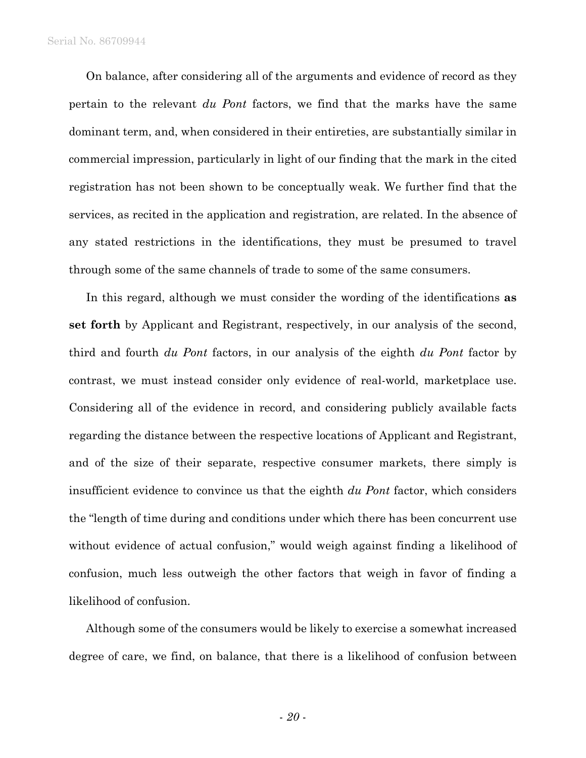On balance, after considering all of the arguments and evidence of record as they pertain to the relevant *du Pont* factors, we find that the marks have the same dominant term, and, when considered in their entireties, are substantially similar in commercial impression, particularly in light of our finding that the mark in the cited registration has not been shown to be conceptually weak. We further find that the services, as recited in the application and registration, are related. In the absence of any stated restrictions in the identifications, they must be presumed to travel through some of the same channels of trade to some of the same consumers.

In this regard, although we must consider the wording of the identifications **as set forth** by Applicant and Registrant, respectively, in our analysis of the second, third and fourth *du Pont* factors, in our analysis of the eighth *du Pont* factor by contrast, we must instead consider only evidence of real-world, marketplace use. Considering all of the evidence in record, and considering publicly available facts regarding the distance between the respective locations of Applicant and Registrant, and of the size of their separate, respective consumer markets, there simply is insufficient evidence to convince us that the eighth *du Pont* factor, which considers the "length of time during and conditions under which there has been concurrent use without evidence of actual confusion," would weigh against finding a likelihood of confusion, much less outweigh the other factors that weigh in favor of finding a likelihood of confusion.

Although some of the consumers would be likely to exercise a somewhat increased degree of care, we find, on balance, that there is a likelihood of confusion between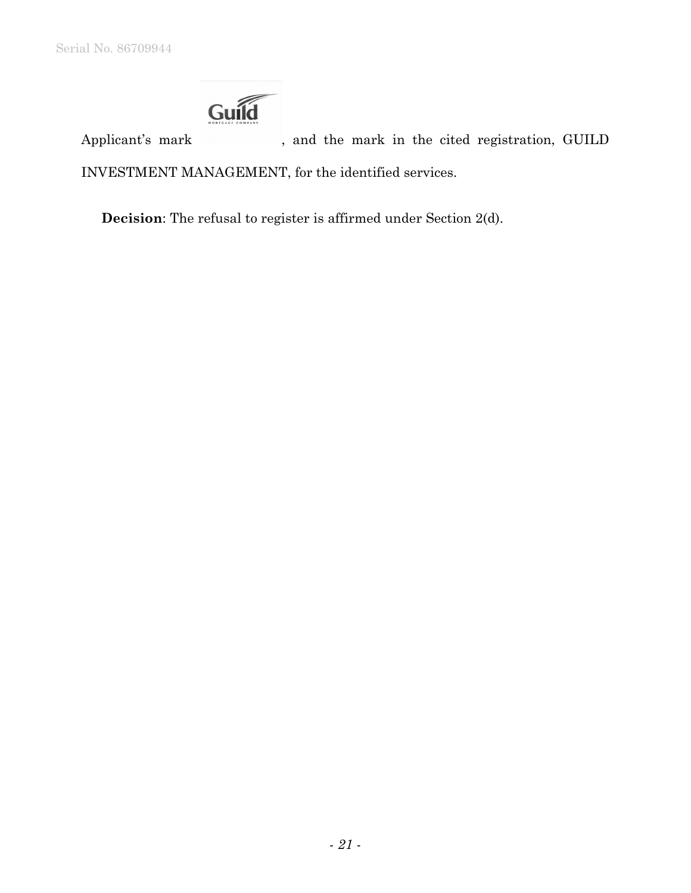Applicant's mark , and the mark in the cited registration, GUILD INVESTMENT MANAGEMENT, for the identified services.

**Decision**: The refusal to register is affirmed under Section 2(d).